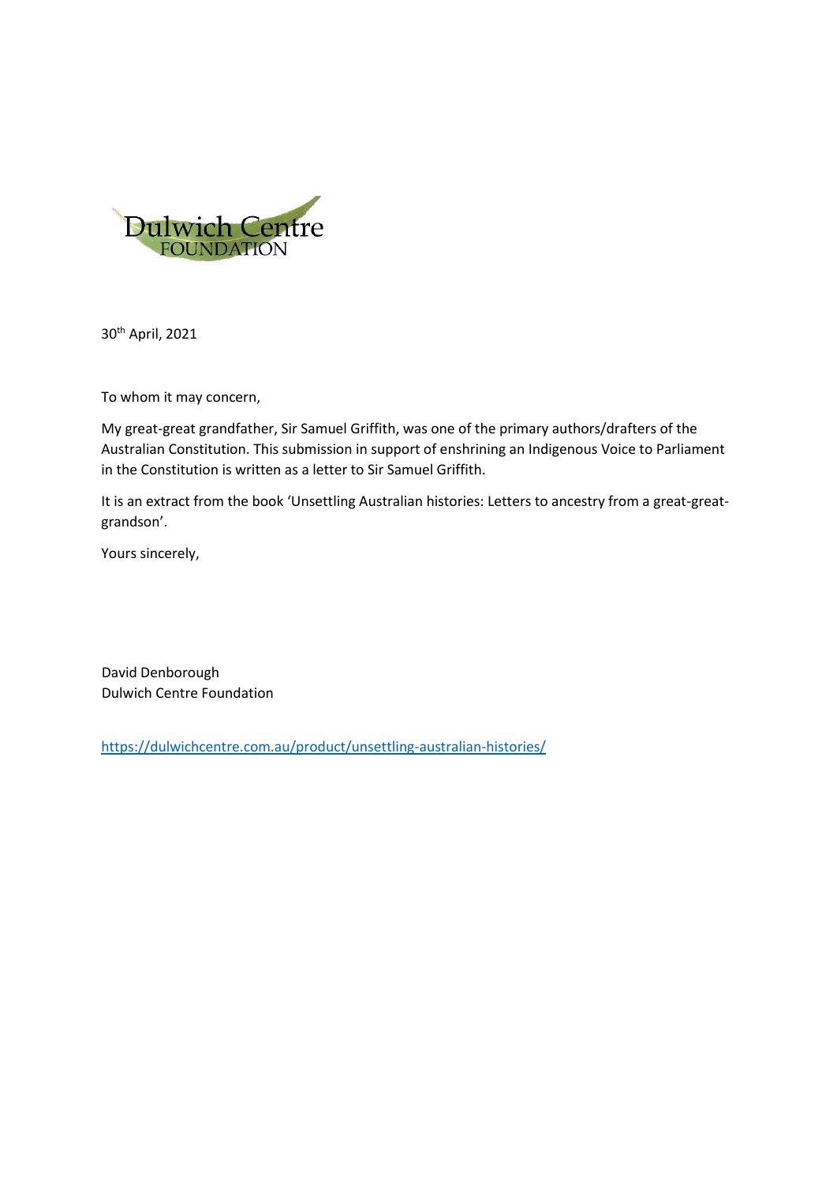Dulwich Centre FOUNDATION

30th April, 2021

To whom it may concern,

My great-great grandfather, Sir Samuel Griffith, was one of the primary authors/drafters of the Australian Constitution. This submission in support of enshrining an Indigenous Voice to Parliament in the Constitution is written as a letter to Sir Samuel Griffith.

It is an extract from the book 'Unsettling Australian histories: Letters to ancestry from a great-great-grandson'.

Yours sincerely,

David Denborough
Dulwich Centre Foundation

https://dulwichcentre.com.au/product/unsettling-australian-histories/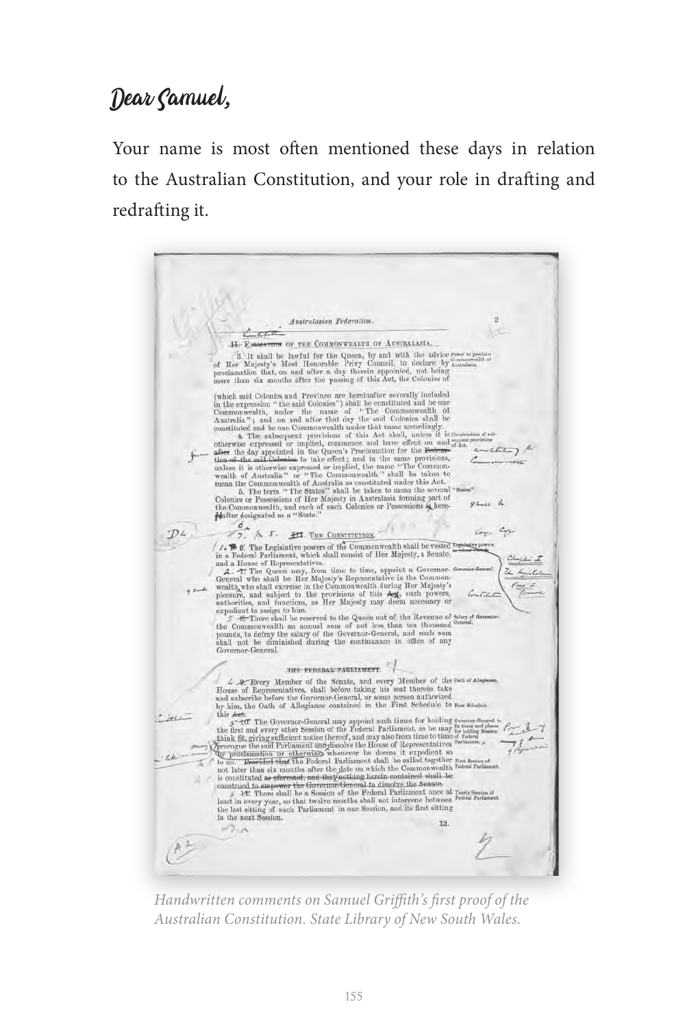# Dear Samuel,

Your name is most often mentioned these days in relation to the Australian Constitution, and your role in drafting and redrafting it.

*Handwritten comments on Samuel Griffith's first proof of the Australian Constitution. State Library of New South Wales.*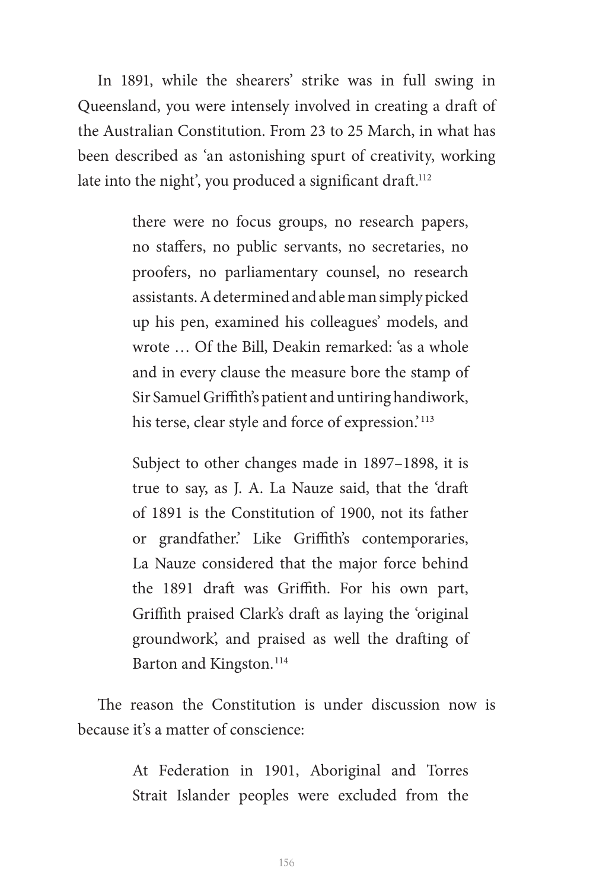In 1891, while the shearers' strike was in full swing in Queensland, you were intensely involved in creating a draft of the Australian Constitution. From 23 to 25 March, in what has been described as 'an astonishing spurt of creativity, working late into the night', you produced a significant draft.[112]

> there were no focus groups, no research papers, no staffers, no public servants, no secretaries, no proofers, no parliamentary counsel, no research assistants. A determined and able man simply picked up his pen, examined his colleagues' models, and wrote … Of the Bill, Deakin remarked: 'as a whole and in every clause the measure bore the stamp of Sir Samuel Griffith's patient and untiring handiwork, his terse, clear style and force of expression.'[113]
>
> Subject to other changes made in 1897–1898, it is true to say, as J. A. La Nauze said, that the 'draft of 1891 is the Constitution of 1900, not its father or grandfather.' Like Griffith's contemporaries, La Nauze considered that the major force behind the 1891 draft was Griffith. For his own part, Griffith praised Clark's draft as laying the 'original groundwork', and praised as well the drafting of Barton and Kingston.[114]

The reason the Constitution is under discussion now is because it's a matter of conscience:

> At Federation in 1901, Aboriginal and Torres Strait Islander peoples were excluded from the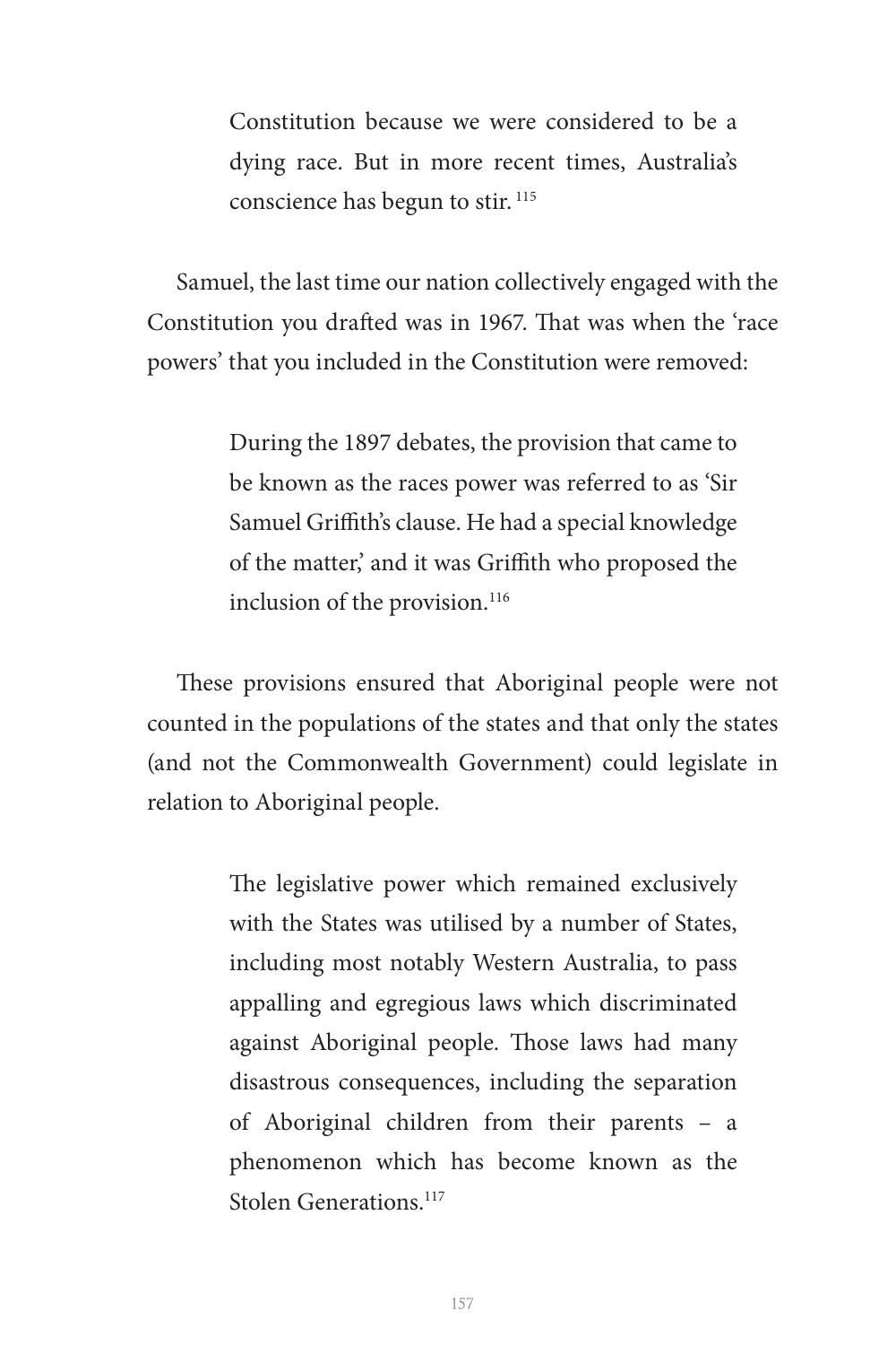> Constitution because we were considered to be a dying race. But in more recent times, Australia's conscience has begun to stir. [115]

Samuel, the last time our nation collectively engaged with the Constitution you drafted was in 1967. That was when the 'race powers' that you included in the Constitution were removed:

> During the 1897 debates, the provision that came to be known as the races power was referred to as 'Sir Samuel Griffith's clause. He had a special knowledge of the matter,' and it was Griffith who proposed the inclusion of the provision.[116]

These provisions ensured that Aboriginal people were not counted in the populations of the states and that only the states (and not the Commonwealth Government) could legislate in relation to Aboriginal people.

> The legislative power which remained exclusively with the States was utilised by a number of States, including most notably Western Australia, to pass appalling and egregious laws which discriminated against Aboriginal people. Those laws had many disastrous consequences, including the separation of Aboriginal children from their parents – a phenomenon which has become known as the Stolen Generations.[117]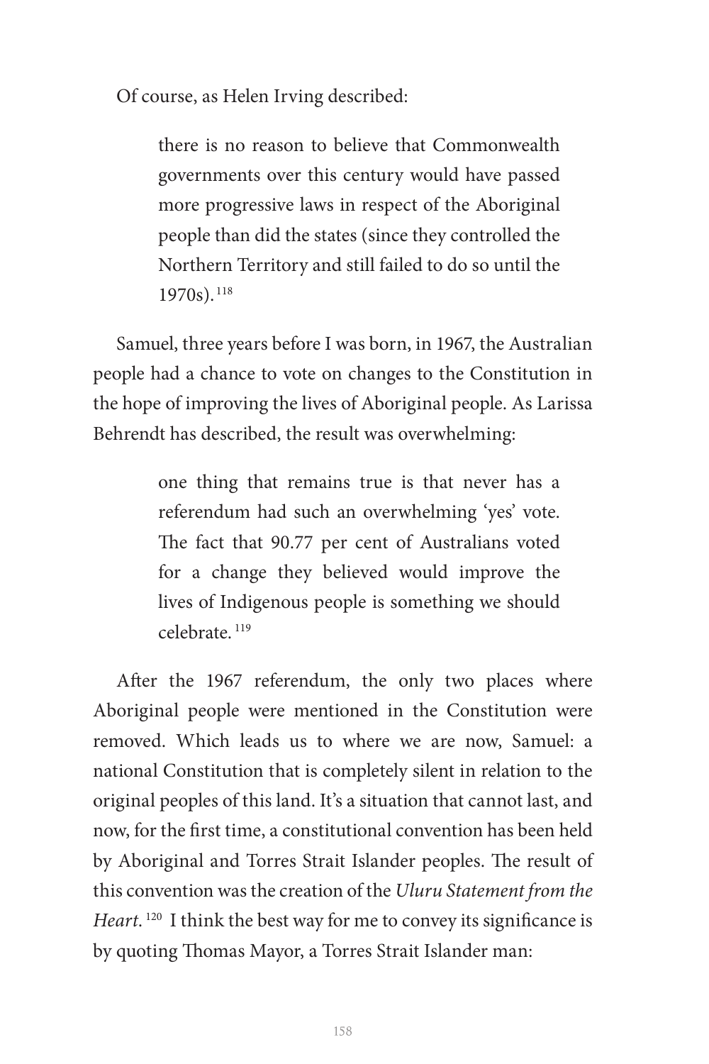Of course, as Helen Irving described:

> there is no reason to believe that Commonwealth governments over this century would have passed more progressive laws in respect of the Aboriginal people than did the states (since they controlled the Northern Territory and still failed to do so until the 1970s).[118]

Samuel, three years before I was born, in 1967, the Australian people had a chance to vote on changes to the Constitution in the hope of improving the lives of Aboriginal people. As Larissa Behrendt has described, the result was overwhelming:

> one thing that remains true is that never has a referendum had such an overwhelming 'yes' vote. The fact that 90.77 per cent of Australians voted for a change they believed would improve the lives of Indigenous people is something we should celebrate.[119]

After the 1967 referendum, the only two places where Aboriginal people were mentioned in the Constitution were removed. Which leads us to where we are now, Samuel: a national Constitution that is completely silent in relation to the original peoples of this land. It's a situation that cannot last, and now, for the first time, a constitutional convention has been held by Aboriginal and Torres Strait Islander peoples. The result of this convention was the creation of the *Uluru Statement from the Heart*.[120] I think the best way for me to convey its significance is by quoting Thomas Mayor, a Torres Strait Islander man: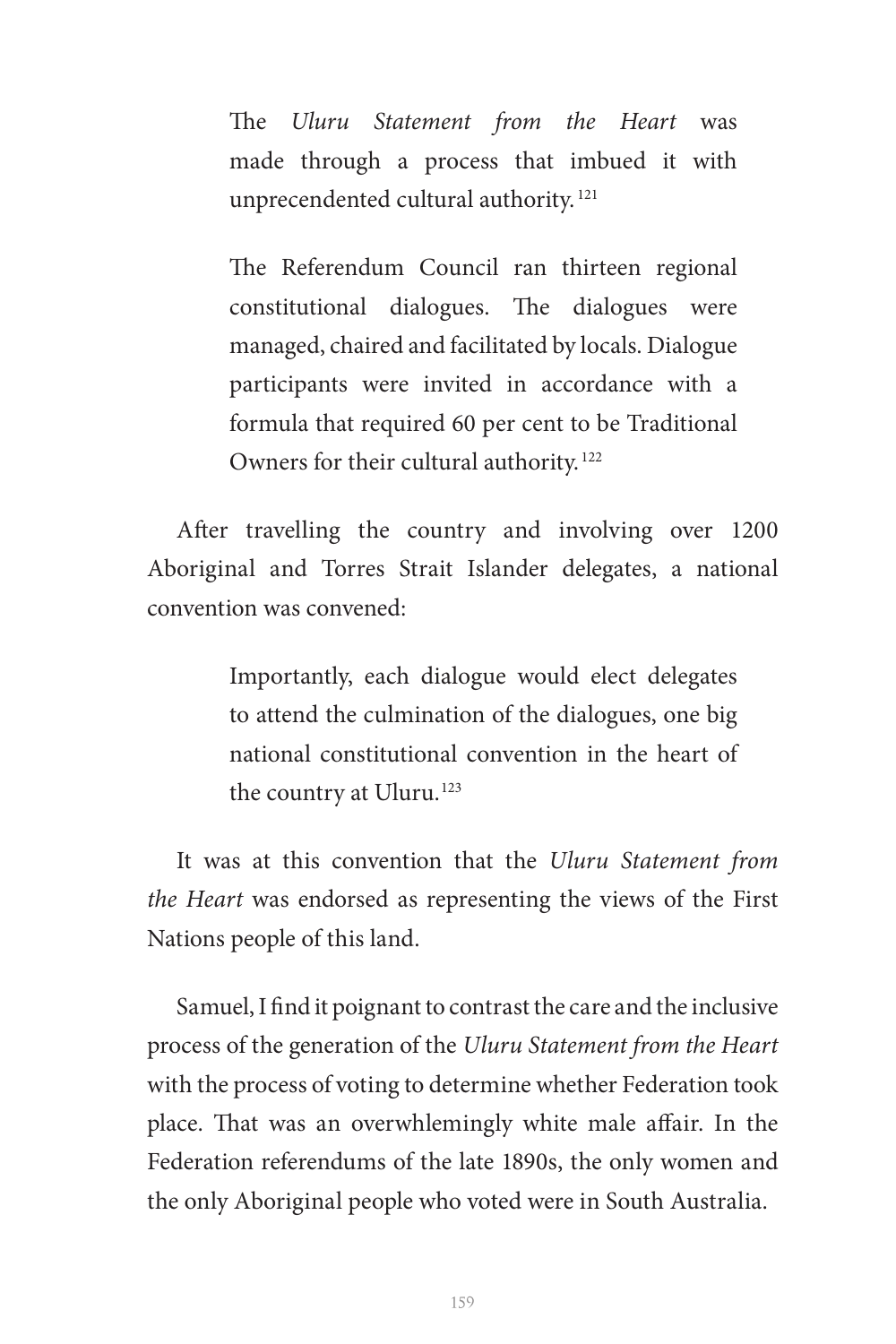> The *Uluru Statement from the Heart* was made through a process that imbued it with unprecendented cultural authority.[121]
>
> The Referendum Council ran thirteen regional constitutional dialogues. The dialogues were managed, chaired and facilitated by locals. Dialogue participants were invited in accordance with a formula that required 60 per cent to be Traditional Owners for their cultural authority.[122]

After travelling the country and involving over 1200 Aboriginal and Torres Strait Islander delegates, a national convention was convened:

> Importantly, each dialogue would elect delegates to attend the culmination of the dialogues, one big national constitutional convention in the heart of the country at Uluru.[123]

It was at this convention that the *Uluru Statement from the Heart* was endorsed as representing the views of the First Nations people of this land.

Samuel, I find it poignant to contrast the care and the inclusive process of the generation of the *Uluru Statement from the Heart* with the process of voting to determine whether Federation took place. That was an overwhlemingly white male affair. In the Federation referendums of the late 1890s, the only women and the only Aboriginal people who voted were in South Australia.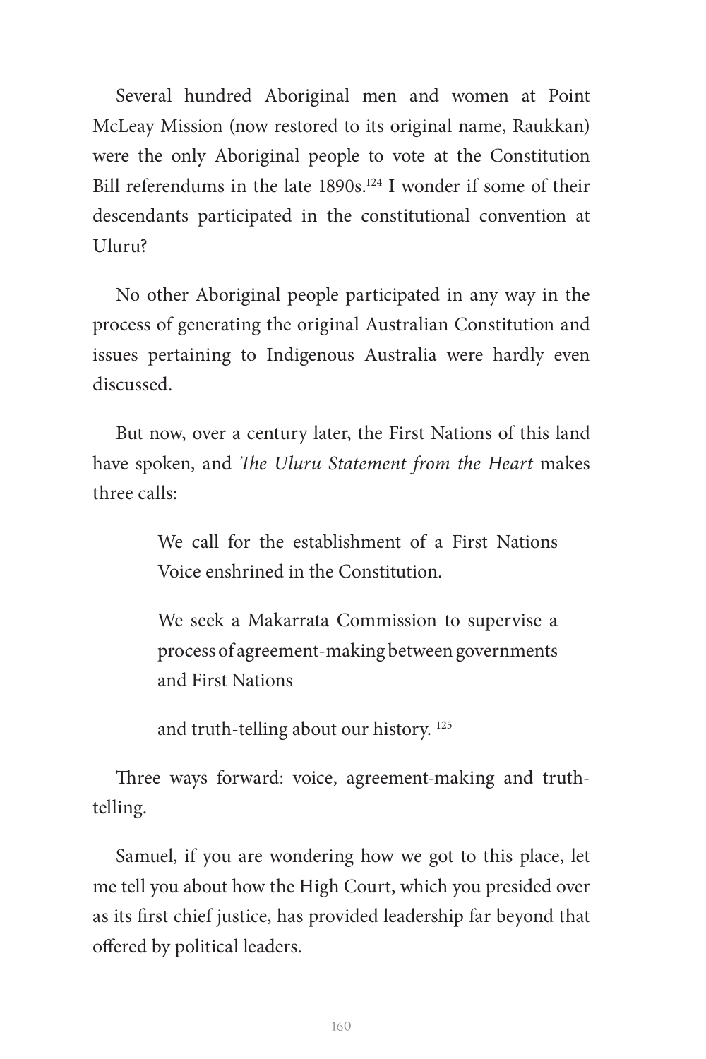Several hundred Aboriginal men and women at Point McLeay Mission (now restored to its original name, Raukkan) were the only Aboriginal people to vote at the Constitution Bill referendums in the late 1890s.[124] I wonder if some of their descendants participated in the constitutional convention at Uluru?

No other Aboriginal people participated in any way in the process of generating the original Australian Constitution and issues pertaining to Indigenous Australia were hardly even discussed.

But now, over a century later, the First Nations of this land have spoken, and *The Uluru Statement from the Heart* makes three calls:

> We call for the establishment of a First Nations Voice enshrined in the Constitution.
>
> We seek a Makarrata Commission to supervise a process of agreement-making between governments and First Nations
>
> and truth-telling about our history. [125]

Three ways forward: voice, agreement-making and truth-telling.

Samuel, if you are wondering how we got to this place, let me tell you about how the High Court, which you presided over as its first chief justice, has provided leadership far beyond that offered by political leaders.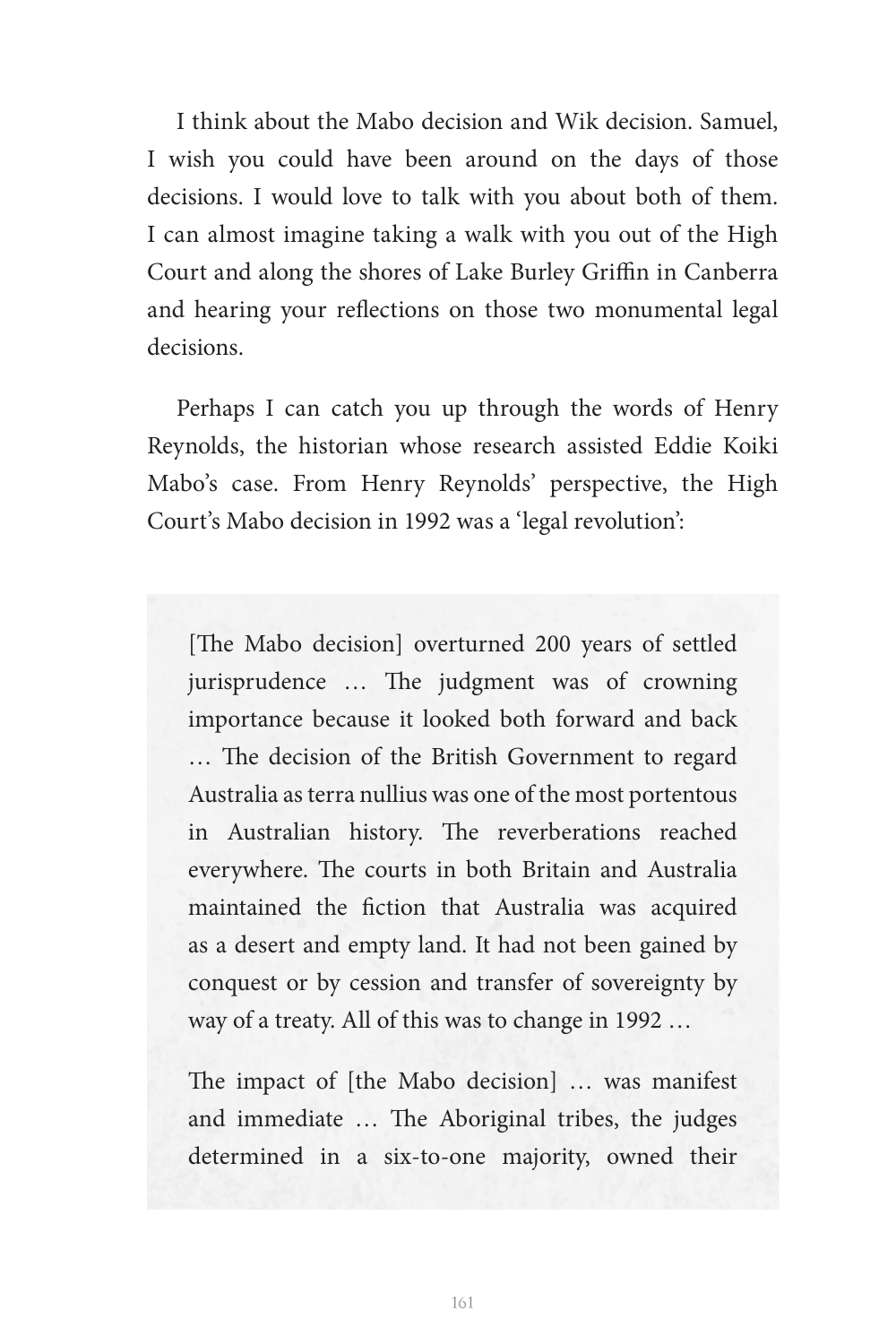I think about the Mabo decision and Wik decision. Samuel, I wish you could have been around on the days of those decisions. I would love to talk with you about both of them. I can almost imagine taking a walk with you out of the High Court and along the shores of Lake Burley Griffin in Canberra and hearing your reflections on those two monumental legal decisions.

Perhaps I can catch you up through the words of Henry Reynolds, the historian whose research assisted Eddie Koiki Mabo's case. From Henry Reynolds' perspective, the High Court's Mabo decision in 1992 was a 'legal revolution':

> [The Mabo decision] overturned 200 years of settled jurisprudence … The judgment was of crowning importance because it looked both forward and back … The decision of the British Government to regard Australia as terra nullius was one of the most portentous in Australian history. The reverberations reached everywhere. The courts in both Britain and Australia maintained the fiction that Australia was acquired as a desert and empty land. It had not been gained by conquest or by cession and transfer of sovereignty by way of a treaty. All of this was to change in 1992 …
>
> The impact of [the Mabo decision] … was manifest and immediate … The Aboriginal tribes, the judges determined in a six-to-one majority, owned their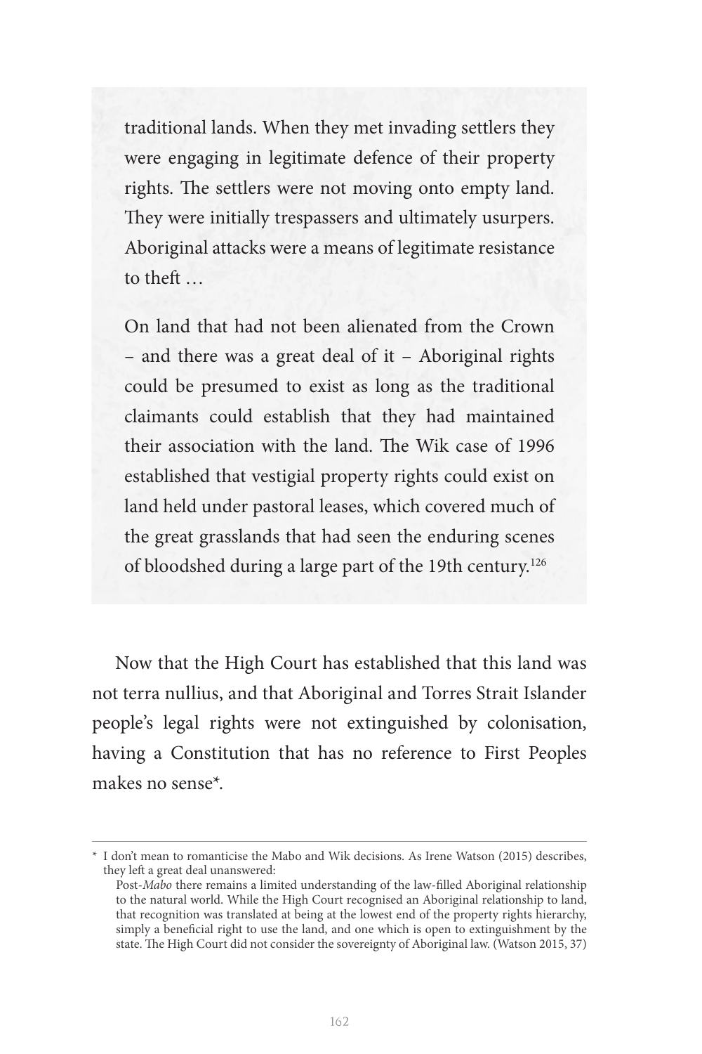> traditional lands. When they met invading settlers they were engaging in legitimate defence of their property rights. The settlers were not moving onto empty land. They were initially trespassers and ultimately usurpers. Aboriginal attacks were a means of legitimate resistance to theft …
>
> On land that had not been alienated from the Crown – and there was a great deal of it – Aboriginal rights could be presumed to exist as long as the traditional claimants could establish that they had maintained their association with the land. The Wik case of 1996 established that vestigial property rights could exist on land held under pastoral leases, which covered much of the great grasslands that had seen the enduring scenes of bloodshed during a large part of the 19th century.[126]

Now that the High Court has established that this land was not terra nullius, and that Aboriginal and Torres Strait Islander people's legal rights were not extinguished by colonisation, having a Constitution that has no reference to First Peoples makes no sense*.

---

\* I don't mean to romanticise the Mabo and Wik decisions. As Irene Watson (2015) describes, they left a great deal unanswered:

> Post-*Mabo* there remains a limited understanding of the law-filled Aboriginal relationship to the natural world. While the High Court recognised an Aboriginal relationship to land, that recognition was translated at being at the lowest end of the property rights hierarchy, simply a beneficial right to use the land, and one which is open to extinguishment by the state. The High Court did not consider the sovereignty of Aboriginal law. (Watson 2015, 37)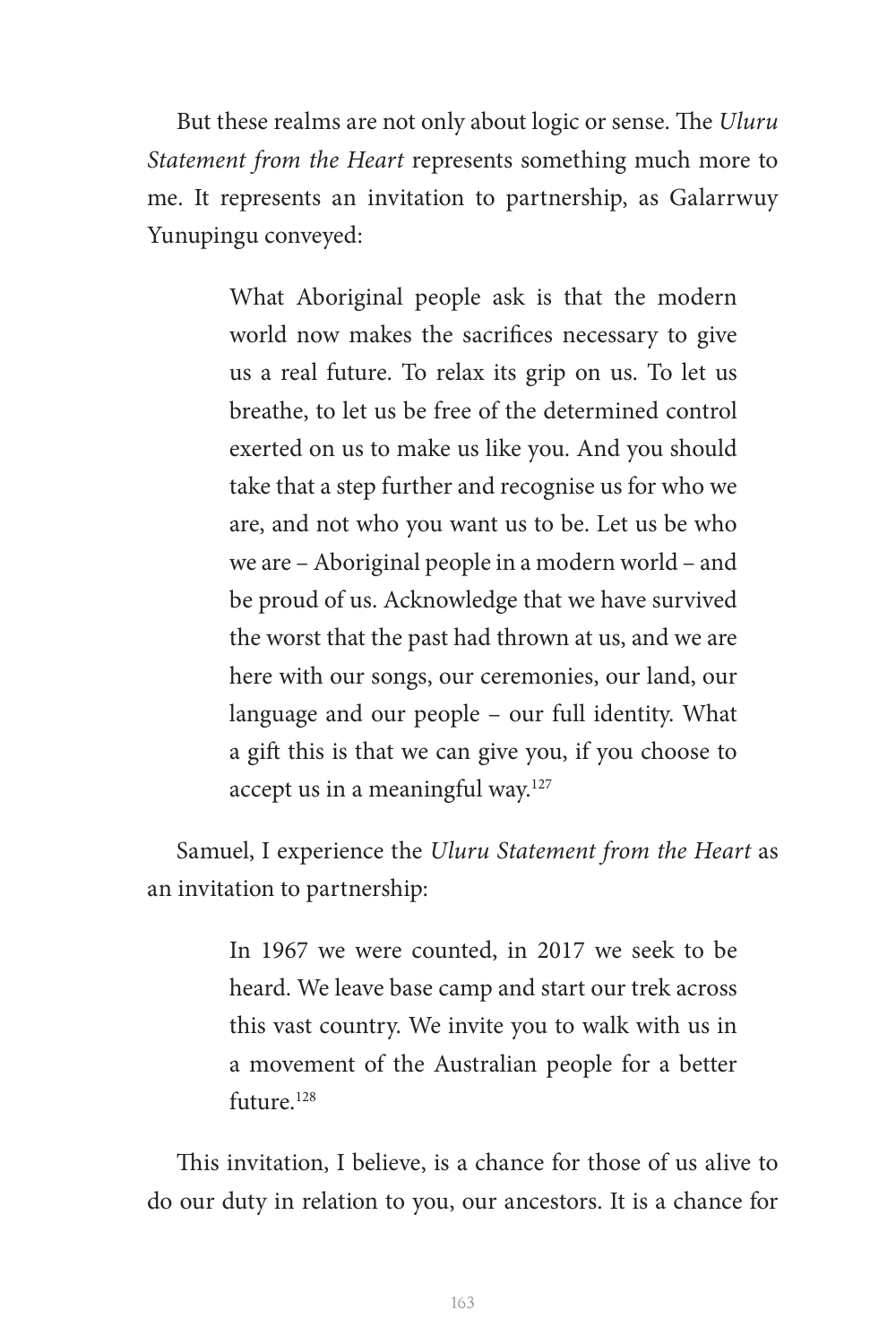But these realms are not only about logic or sense. The *Uluru Statement from the Heart* represents something much more to me. It represents an invitation to partnership, as Galarrwuy Yunupingu conveyed:

> What Aboriginal people ask is that the modern world now makes the sacrifices necessary to give us a real future. To relax its grip on us. To let us breathe, to let us be free of the determined control exerted on us to make us like you. And you should take that a step further and recognise us for who we are, and not who you want us to be. Let us be who we are – Aboriginal people in a modern world – and be proud of us. Acknowledge that we have survived the worst that the past had thrown at us, and we are here with our songs, our ceremonies, our land, our language and our people – our full identity. What a gift this is that we can give you, if you choose to accept us in a meaningful way.[127]

Samuel, I experience the *Uluru Statement from the Heart* as an invitation to partnership:

> In 1967 we were counted, in 2017 we seek to be heard. We leave base camp and start our trek across this vast country. We invite you to walk with us in a movement of the Australian people for a better future.[128]

This invitation, I believe, is a chance for those of us alive to do our duty in relation to you, our ancestors. It is a chance for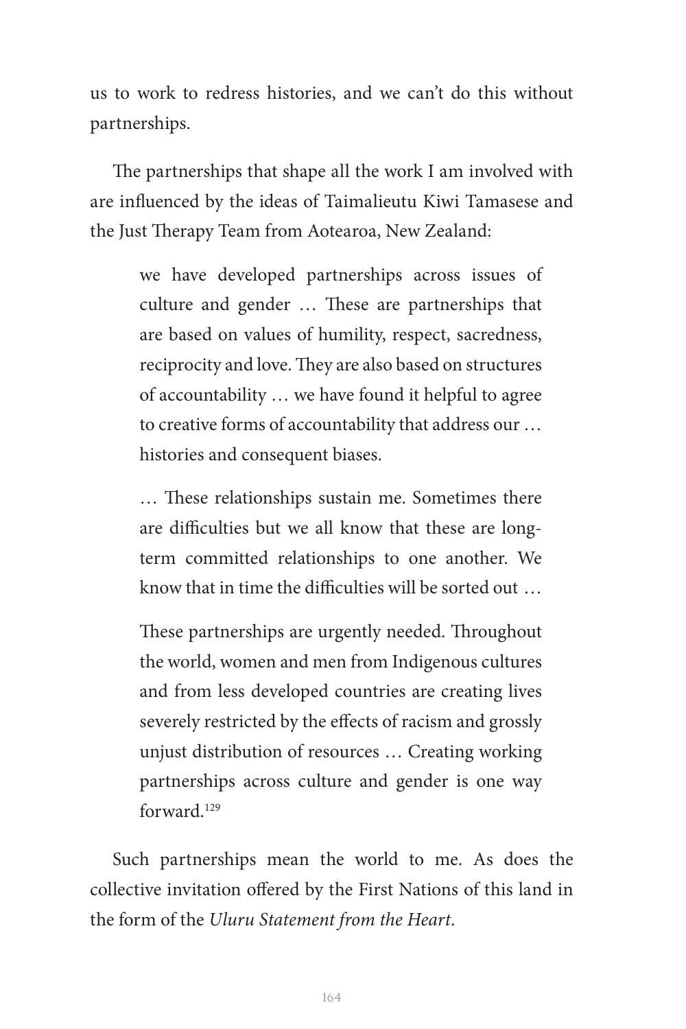us to work to redress histories, and we can't do this without partnerships.

The partnerships that shape all the work I am involved with are influenced by the ideas of Taimalieutu Kiwi Tamasese and the Just Therapy Team from Aotearoa, New Zealand:

> we have developed partnerships across issues of culture and gender … These are partnerships that are based on values of humility, respect, sacredness, reciprocity and love. They are also based on structures of accountability … we have found it helpful to agree to creative forms of accountability that address our … histories and consequent biases.
>
> … These relationships sustain me. Sometimes there are difficulties but we all know that these are long-term committed relationships to one another. We know that in time the difficulties will be sorted out …
>
> These partnerships are urgently needed. Throughout the world, women and men from Indigenous cultures and from less developed countries are creating lives severely restricted by the effects of racism and grossly unjust distribution of resources … Creating working partnerships across culture and gender is one way forward.[129]

Such partnerships mean the world to me. As does the collective invitation offered by the First Nations of this land in the form of the *Uluru Statement from the Heart*.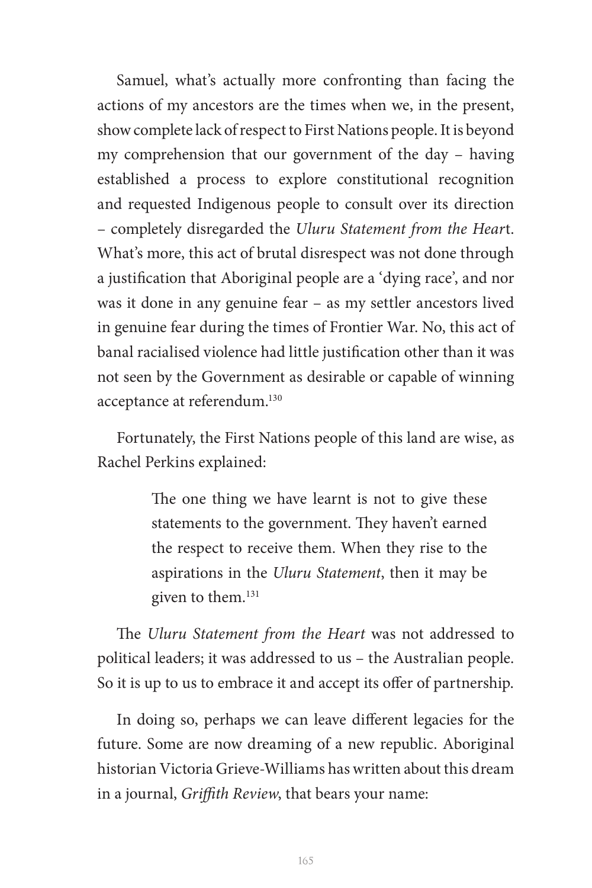Samuel, what's actually more confronting than facing the actions of my ancestors are the times when we, in the present, show complete lack of respect to First Nations people. It is beyond my comprehension that our government of the day – having established a process to explore constitutional recognition and requested Indigenous people to consult over its direction – completely disregarded the *Uluru Statement from the Heart*. What's more, this act of brutal disrespect was not done through a justification that Aboriginal people are a 'dying race', and nor was it done in any genuine fear – as my settler ancestors lived in genuine fear during the times of Frontier War. No, this act of banal racialised violence had little justification other than it was not seen by the Government as desirable or capable of winning acceptance at referendum.[130]

Fortunately, the First Nations people of this land are wise, as Rachel Perkins explained:

> The one thing we have learnt is not to give these statements to the government. They haven't earned the respect to receive them. When they rise to the aspirations in the *Uluru Statement*, then it may be given to them.[131]

The *Uluru Statement from the Heart* was not addressed to political leaders; it was addressed to us – the Australian people. So it is up to us to embrace it and accept its offer of partnership.

In doing so, perhaps we can leave different legacies for the future. Some are now dreaming of a new republic. Aboriginal historian Victoria Grieve-Williams has written about this dream in a journal, *Griffith Review*, that bears your name: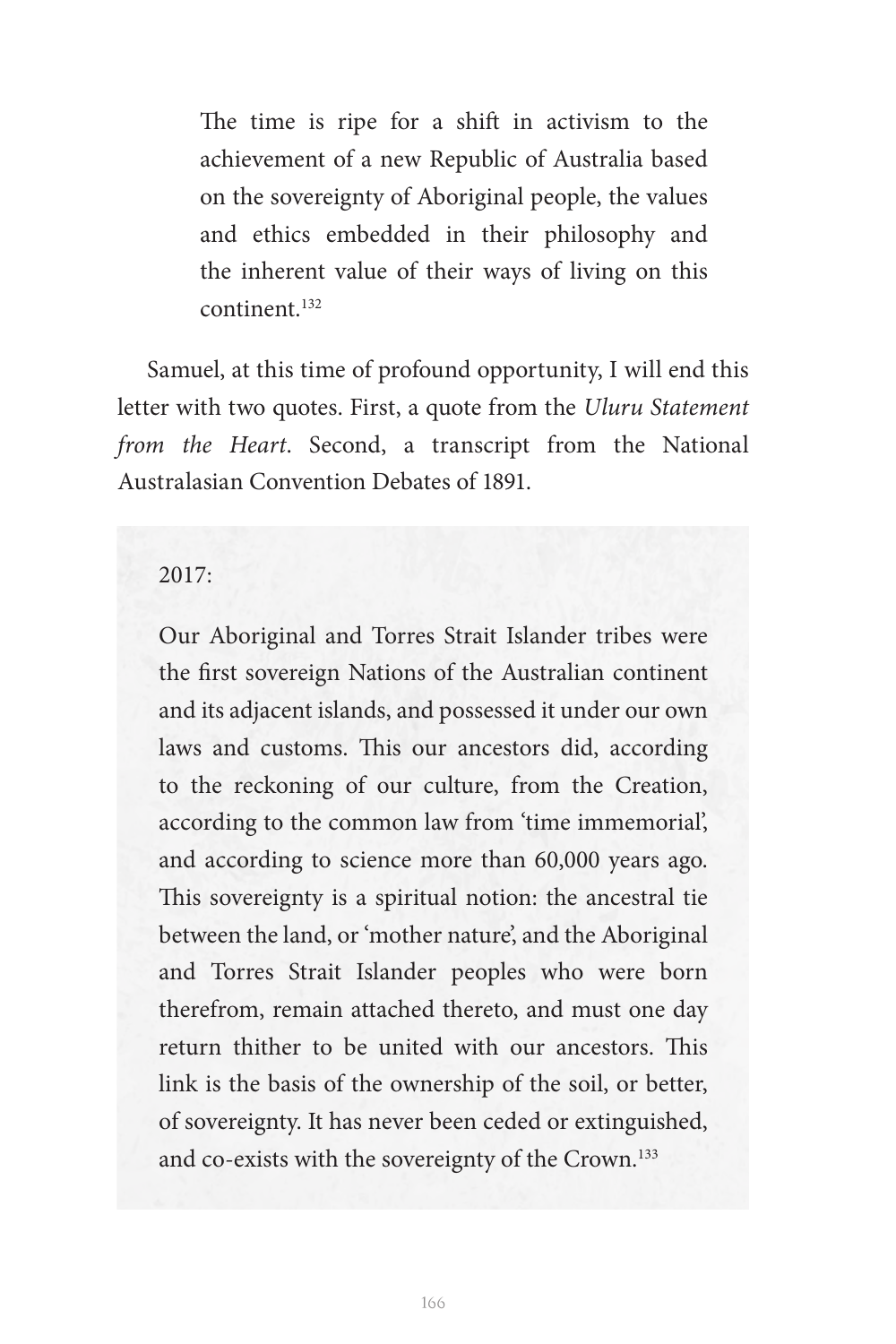> The time is ripe for a shift in activism to the achievement of a new Republic of Australia based on the sovereignty of Aboriginal people, the values and ethics embedded in their philosophy and the inherent value of their ways of living on this continent.[132]

Samuel, at this time of profound opportunity, I will end this letter with two quotes. First, a quote from the *Uluru Statement from the Heart*. Second, a transcript from the National Australasian Convention Debates of 1891.

> 2017:
>
> Our Aboriginal and Torres Strait Islander tribes were the first sovereign Nations of the Australian continent and its adjacent islands, and possessed it under our own laws and customs. This our ancestors did, according to the reckoning of our culture, from the Creation, according to the common law from 'time immemorial', and according to science more than 60,000 years ago. This sovereignty is a spiritual notion: the ancestral tie between the land, or 'mother nature', and the Aboriginal and Torres Strait Islander peoples who were born therefrom, remain attached thereto, and must one day return thither to be united with our ancestors. This link is the basis of the ownership of the soil, or better, of sovereignty. It has never been ceded or extinguished, and co-exists with the sovereignty of the Crown.[133]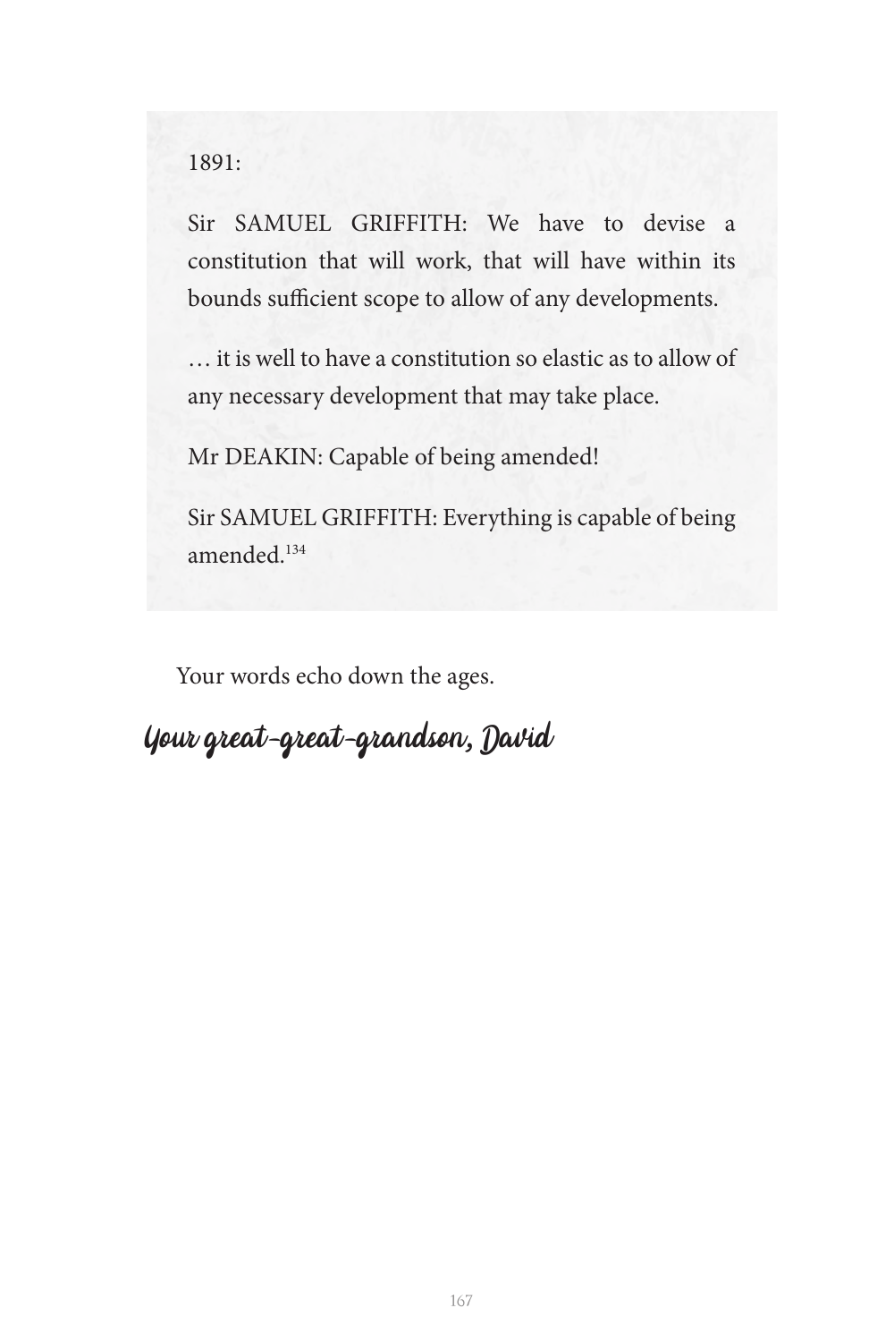1891:

Sir SAMUEL GRIFFITH: We have to devise a constitution that will work, that will have within its bounds sufficient scope to allow of any developments.

… it is well to have a constitution so elastic as to allow of any necessary development that may take place.

Mr DEAKIN: Capable of being amended!

Sir SAMUEL GRIFFITH: Everything is capable of being amended.[134]

Your words echo down the ages.

*Your great-great-grandson, David*